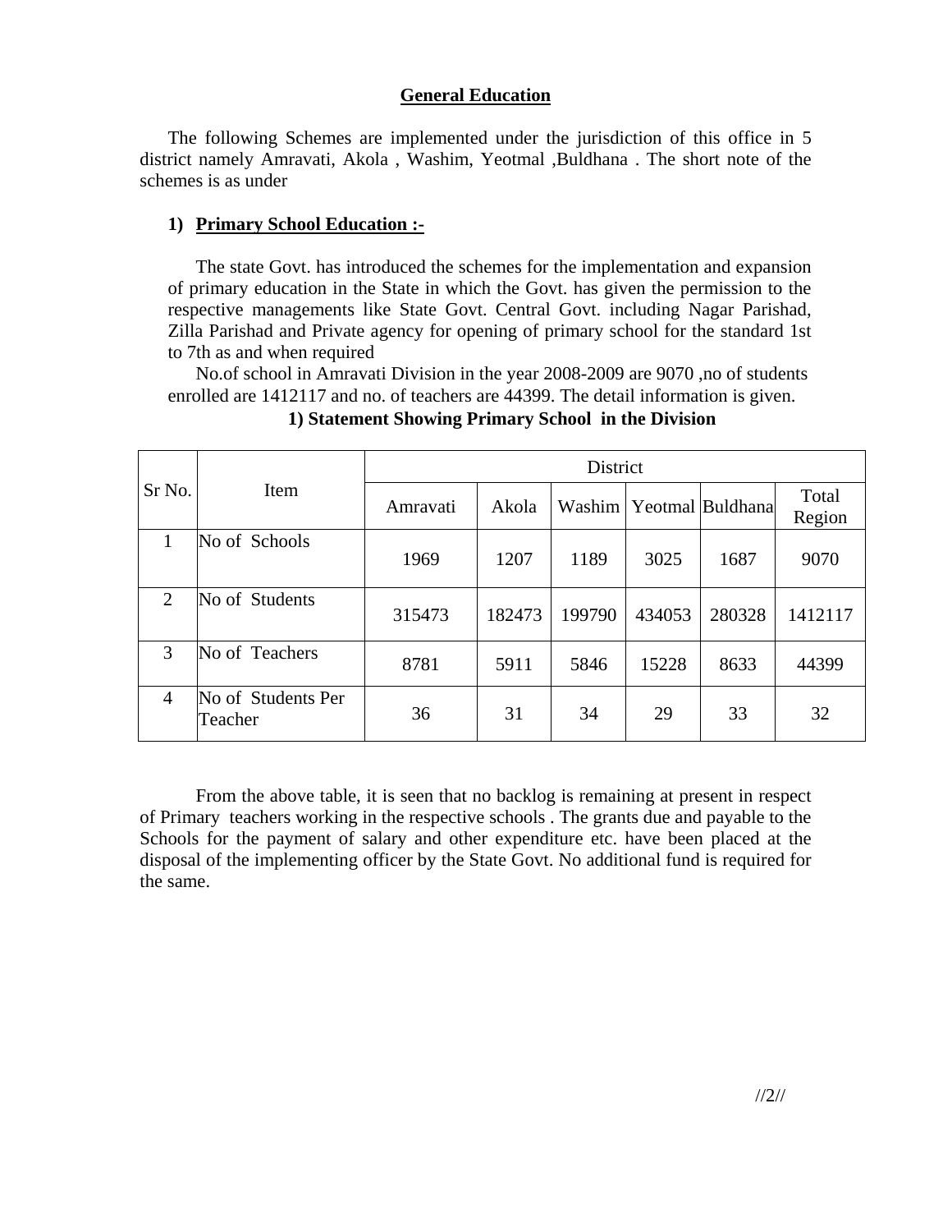## General Education

The following Schemes are implemented under the jurisdiction of this office in 5 district namely Amravati, Akola , Washim, Yeotmal ,Buldhana . The short note of the schemes is as under

### 1) Primary School Education :-

The state Govt. has introduced the schemes for the implementation and expansion of primary education in the State in which the Govt. has given the permission to the respective managements like State Govt. Central Govt. including Nagar Parishad, Zilla Parishad and Private agency for opening of primary school for the standard 1st to 7th as and when required

No.of school in Amravati Division in the year 2008-2009 are 9070 ,no of students enrolled are 1412117 and no. of teachers are 44399. The detail information is given.

**1) Statement Showing Primary School in the Division**

| Sr No. | Item | District | | | | | |
|---|---|---|---|---|---|---|---|
| | | Amravati | Akola | Washim | Yeotmal | Buldhana | Total Region |
| 1 | No of Schools | 1969 | 1207 | 1189 | 3025 | 1687 | 9070 |
| 2 | No of Students | 315473 | 182473 | 199790 | 434053 | 280328 | 1412117 |
| 3 | No of Teachers | 8781 | 5911 | 5846 | 15228 | 8633 | 44399 |
| 4 | No of Students Per Teacher | 36 | 31 | 34 | 29 | 33 | 32 |

From the above table, it is seen that no backlog is remaining at present in respect of Primary teachers working in the respective schools . The grants due and payable to the Schools for the payment of salary and other expenditure etc. have been placed at the disposal of the implementing officer by the State Govt. No additional fund is required for the same.

//2//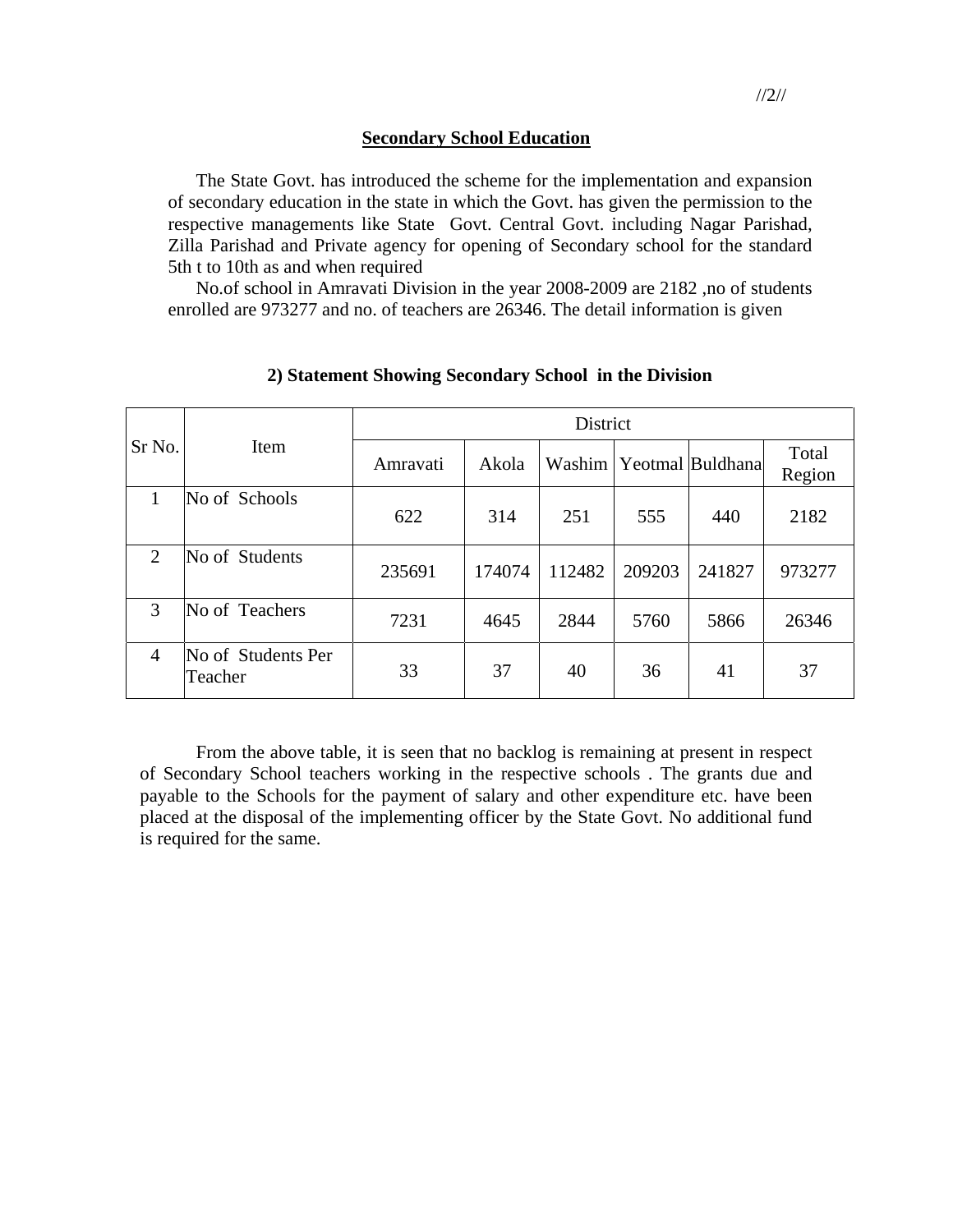## Secondary School Education

The State Govt. has introduced the scheme for the implementation and expansion of secondary education in the state in which the Govt. has given the permission to the respective managements like State Govt. Central Govt. including Nagar Parishad, Zilla Parishad and Private agency for opening of Secondary school for the standard 5th t to 10th as and when required

No.of school in Amravati Division in the year 2008-2009 are 2182 ,no of students enrolled are 973277 and no. of teachers are 26346. The detail information is given

**2) Statement Showing Secondary School in the Division**

| Sr No. | Item | District | | | | | |
|---|---|---|---|---|---|---|---|
| | | Amravati | Akola | Washim | Yeotmal | Buldhana | Total Region |
| 1 | No of Schools | 622 | 314 | 251 | 555 | 440 | 2182 |
| 2 | No of Students | 235691 | 174074 | 112482 | 209203 | 241827 | 973277 |
| 3 | No of Teachers | 7231 | 4645 | 2844 | 5760 | 5866 | 26346 |
| 4 | No of Students Per Teacher | 33 | 37 | 40 | 36 | 41 | 37 |

From the above table, it is seen that no backlog is remaining at present in respect of Secondary School teachers working in the respective schools . The grants due and payable to the Schools for the payment of salary and other expenditure etc. have been placed at the disposal of the implementing officer by the State Govt. No additional fund is required for the same.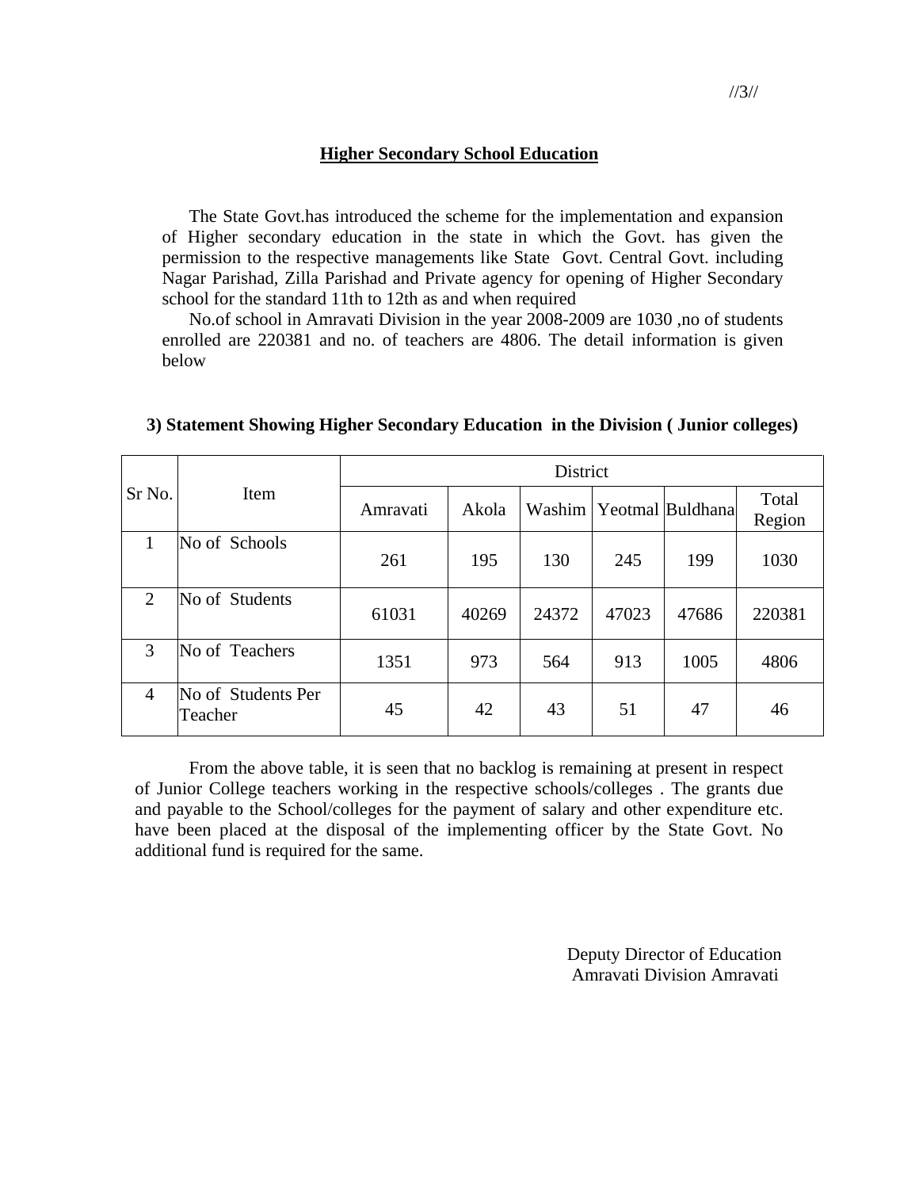## Higher Secondary School Education

The State Govt.has introduced the scheme for the implementation and expansion of Higher secondary education in the state in which the Govt. has given the permission to the respective managements like State Govt. Central Govt. including Nagar Parishad, Zilla Parishad and Private agency for opening of Higher Secondary school for the standard 11th to 12th as and when required

No.of school in Amravati Division in the year 2008-2009 are 1030 ,no of students enrolled are 220381 and no. of teachers are 4806. The detail information is given below

**3) Statement Showing Higher Secondary Education in the Division ( Junior colleges)**

| Sr No. | Item | District | | | | | |
|---|---|---|---|---|---|---|---|
| | | Amravati | Akola | Washim | Yeotmal | Buldhana | Total Region |
| 1 | No of Schools | 261 | 195 | 130 | 245 | 199 | 1030 |
| 2 | No of Students | 61031 | 40269 | 24372 | 47023 | 47686 | 220381 |
| 3 | No of Teachers | 1351 | 973 | 564 | 913 | 1005 | 4806 |
| 4 | No of Students Per Teacher | 45 | 42 | 43 | 51 | 47 | 46 |

From the above table, it is seen that no backlog is remaining at present in respect of Junior College teachers working in the respective schools/colleges . The grants due and payable to the School/colleges for the payment of salary and other expenditure etc. have been placed at the disposal of the implementing officer by the State Govt. No additional fund is required for the same.

Deputy Director of Education
Amravati Division Amravati